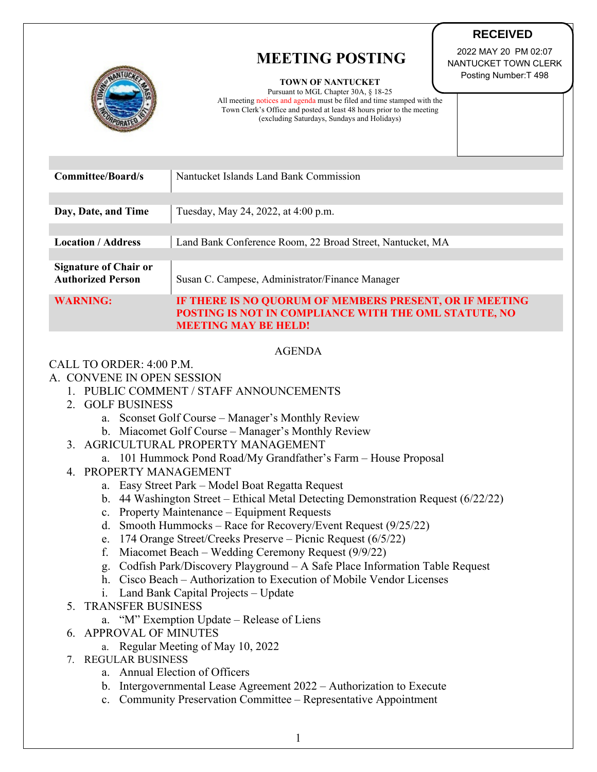**RECEIVED**
2022 MAY 20 PM 02:07
NANTUCKET TOWN CLERK
Posting Number:T 498

# MEETING POSTING

**TOWN OF NANTUCKET**
Pursuant to MGL Chapter 30A, § 18-25
All meeting notices and agenda must be filed and time stamped with the Town Clerk's Office and posted at least 48 hours prior to the meeting (excluding Saturdays, Sundays and Holidays)

| | |
|---|---|
| **Committee/Board/s** | Nantucket Islands Land Bank Commission |
| **Day, Date, and Time** | Tuesday, May 24, 2022, at 4:00 p.m. |
| **Location / Address** | Land Bank Conference Room, 22 Broad Street, Nantucket, MA |
| **Signature of Chair or Authorized Person** | Susan C. Campese, Administrator/Finance Manager |
| **WARNING:** | **IF THERE IS NO QUORUM OF MEMBERS PRESENT, OR IF MEETING POSTING IS NOT IN COMPLIANCE WITH THE OML STATUTE, NO MEETING MAY BE HELD!** |

## AGENDA

CALL TO ORDER: 4:00 P.M.

A. CONVENE IN OPEN SESSION
   1. PUBLIC COMMENT / STAFF ANNOUNCEMENTS
   2. GOLF BUSINESS
      a. Sconset Golf Course – Manager's Monthly Review
      b. Miacomet Golf Course – Manager's Monthly Review
   3. AGRICULTURAL PROPERTY MANAGEMENT
      a. 101 Hummock Pond Road/My Grandfather's Farm – House Proposal
   4. PROPERTY MANAGEMENT
      a. Easy Street Park – Model Boat Regatta Request
      b. 44 Washington Street – Ethical Metal Detecting Demonstration Request (6/22/22)
      c. Property Maintenance – Equipment Requests
      d. Smooth Hummocks – Race for Recovery/Event Request (9/25/22)
      e. 174 Orange Street/Creeks Preserve – Picnic Request (6/5/22)
      f. Miacomet Beach – Wedding Ceremony Request (9/9/22)
      g. Codfish Park/Discovery Playground – A Safe Place Information Table Request
      h. Cisco Beach – Authorization to Execution of Mobile Vendor Licenses
      i. Land Bank Capital Projects – Update
   5. TRANSFER BUSINESS
      a. "M" Exemption Update – Release of Liens
   6. APPROVAL OF MINUTES
      a. Regular Meeting of May 10, 2022
   7. REGULAR BUSINESS
      a. Annual Election of Officers
      b. Intergovernmental Lease Agreement 2022 – Authorization to Execute
      c. Community Preservation Committee – Representative Appointment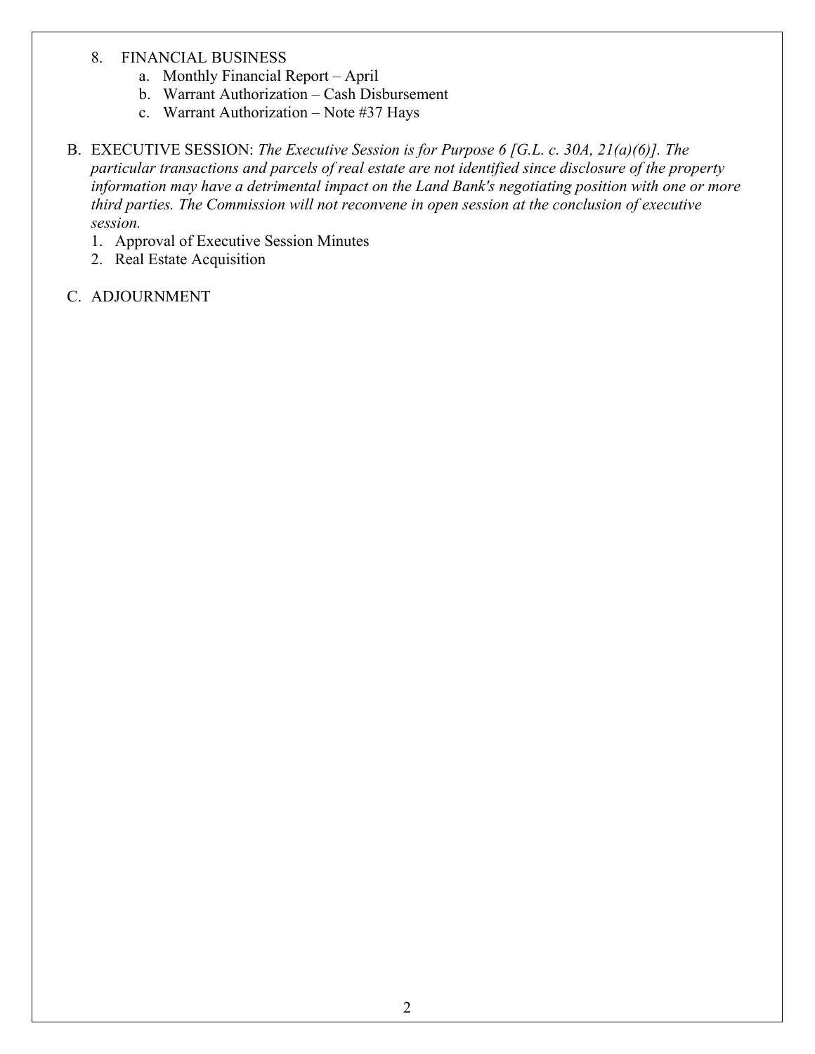8. FINANCIAL BUSINESS
    a. Monthly Financial Report – April
    b. Warrant Authorization – Cash Disbursement
    c. Warrant Authorization – Note #37 Hays

B. EXECUTIVE SESSION: *The Executive Session is for Purpose 6 [G.L. c. 30A, 21(a)(6)]. The particular transactions and parcels of real estate are not identified since disclosure of the property information may have a detrimental impact on the Land Bank's negotiating position with one or more third parties. The Commission will not reconvene in open session at the conclusion of executive session.*

1. Approval of Executive Session Minutes
2. Real Estate Acquisition

C. ADJOURNMENT